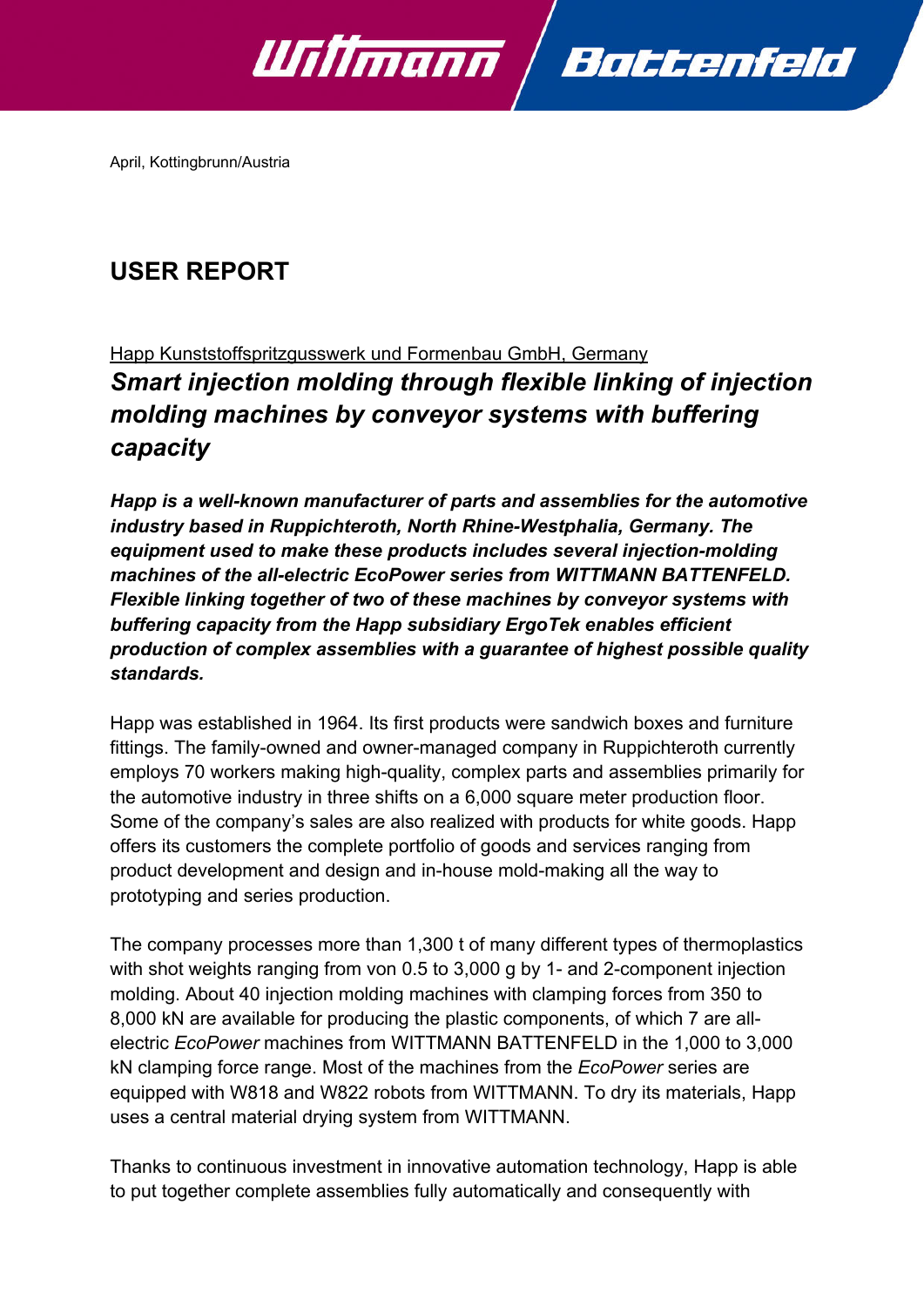April, Kottingbrunn/Austria

# USER REPORT

Happ Kunststoffspritzgusswerk und Formenbau GmbH, Germany

## *Smart injection molding through flexible linking of injection molding machines by conveyor systems with buffering capacity*

***Happ is a well-known manufacturer of parts and assemblies for the automotive industry based in Ruppichteroth, North Rhine-Westphalia, Germany. The equipment used to make these products includes several injection-molding machines of the all-electric EcoPower series from WITTMANN BATTENFELD. Flexible linking together of two of these machines by conveyor systems with buffering capacity from the Happ subsidiary ErgoTek enables efficient production of complex assemblies with a guarantee of highest possible quality standards.***

Happ was established in 1964. Its first products were sandwich boxes and furniture fittings. The family-owned and owner-managed company in Ruppichteroth currently employs 70 workers making high-quality, complex parts and assemblies primarily for the automotive industry in three shifts on a 6,000 square meter production floor. Some of the company's sales are also realized with products for white goods. Happ offers its customers the complete portfolio of goods and services ranging from product development and design and in-house mold-making all the way to prototyping and series production.

The company processes more than 1,300 t of many different types of thermoplastics with shot weights ranging from von 0.5 to 3,000 g by 1- and 2-component injection molding. About 40 injection molding machines with clamping forces from 350 to 8,000 kN are available for producing the plastic components, of which 7 are all-electric *EcoPower* machines from WITTMANN BATTENFELD in the 1,000 to 3,000 kN clamping force range. Most of the machines from the *EcoPower* series are equipped with W818 and W822 robots from WITTMANN. To dry its materials, Happ uses a central material drying system from WITTMANN.

Thanks to continuous investment in innovative automation technology, Happ is able to put together complete assemblies fully automatically and consequently with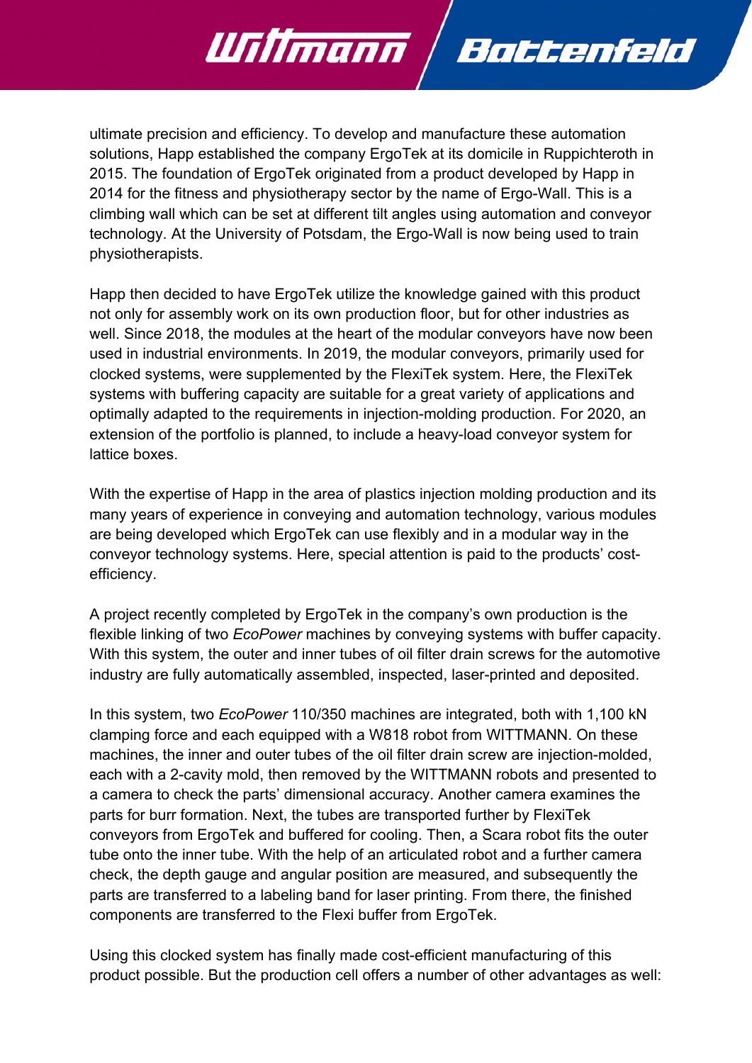ultimate precision and efficiency. To develop and manufacture these automation solutions, Happ established the company ErgoTek at its domicile in Ruppichteroth in 2015. The foundation of ErgoTek originated from a product developed by Happ in 2014 for the fitness and physiotherapy sector by the name of Ergo-Wall. This is a climbing wall which can be set at different tilt angles using automation and conveyor technology. At the University of Potsdam, the Ergo-Wall is now being used to train physiotherapists.

Happ then decided to have ErgoTek utilize the knowledge gained with this product not only for assembly work on its own production floor, but for other industries as well. Since 2018, the modules at the heart of the modular conveyors have now been used in industrial environments. In 2019, the modular conveyors, primarily used for clocked systems, were supplemented by the FlexiTek system. Here, the FlexiTek systems with buffering capacity are suitable for a great variety of applications and optimally adapted to the requirements in injection-molding production. For 2020, an extension of the portfolio is planned, to include a heavy-load conveyor system for lattice boxes.

With the expertise of Happ in the area of plastics injection molding production and its many years of experience in conveying and automation technology, various modules are being developed which ErgoTek can use flexibly and in a modular way in the conveyor technology systems. Here, special attention is paid to the products' cost-efficiency.

A project recently completed by ErgoTek in the company's own production is the flexible linking of two *EcoPower* machines by conveying systems with buffer capacity. With this system, the outer and inner tubes of oil filter drain screws for the automotive industry are fully automatically assembled, inspected, laser-printed and deposited.

In this system, two *EcoPower* 110/350 machines are integrated, both with 1,100 kN clamping force and each equipped with a W818 robot from WITTMANN. On these machines, the inner and outer tubes of the oil filter drain screw are injection-molded, each with a 2-cavity mold, then removed by the WITTMANN robots and presented to a camera to check the parts' dimensional accuracy. Another camera examines the parts for burr formation. Next, the tubes are transported further by FlexiTek conveyors from ErgoTek and buffered for cooling. Then, a Scara robot fits the outer tube onto the inner tube. With the help of an articulated robot and a further camera check, the depth gauge and angular position are measured, and subsequently the parts are transferred to a labeling band for laser printing. From there, the finished components are transferred to the Flexi buffer from ErgoTek.

Using this clocked system has finally made cost-efficient manufacturing of this product possible. But the production cell offers a number of other advantages as well: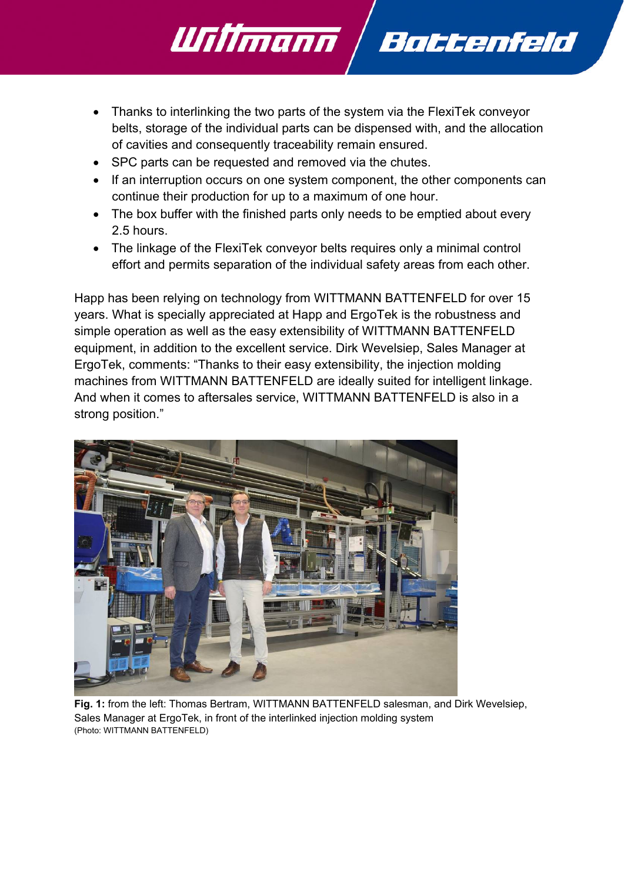- Thanks to interlinking the two parts of the system via the FlexiTek conveyor belts, storage of the individual parts can be dispensed with, and the allocation of cavities and consequently traceability remain ensured.
- SPC parts can be requested and removed via the chutes.
- If an interruption occurs on one system component, the other components can continue their production for up to a maximum of one hour.
- The box buffer with the finished parts only needs to be emptied about every 2.5 hours.
- The linkage of the FlexiTek conveyor belts requires only a minimal control effort and permits separation of the individual safety areas from each other.

Happ has been relying on technology from WITTMANN BATTENFELD for over 15 years. What is specially appreciated at Happ and ErgoTek is the robustness and simple operation as well as the easy extensibility of WITTMANN BATTENFELD equipment, in addition to the excellent service. Dirk Wevelsiep, Sales Manager at ErgoTek, comments: “Thanks to their easy extensibility, the injection molding machines from WITTMANN BATTENFELD are ideally suited for intelligent linkage. And when it comes to aftersales service, WITTMANN BATTENFELD is also in a strong position.”

**Fig. 1:** from the left: Thomas Bertram, WITTMANN BATTENFELD salesman, and Dirk Wevelsiep, Sales Manager at ErgoTek, in front of the interlinked injection molding system
(Photo: WITTMANN BATTENFELD)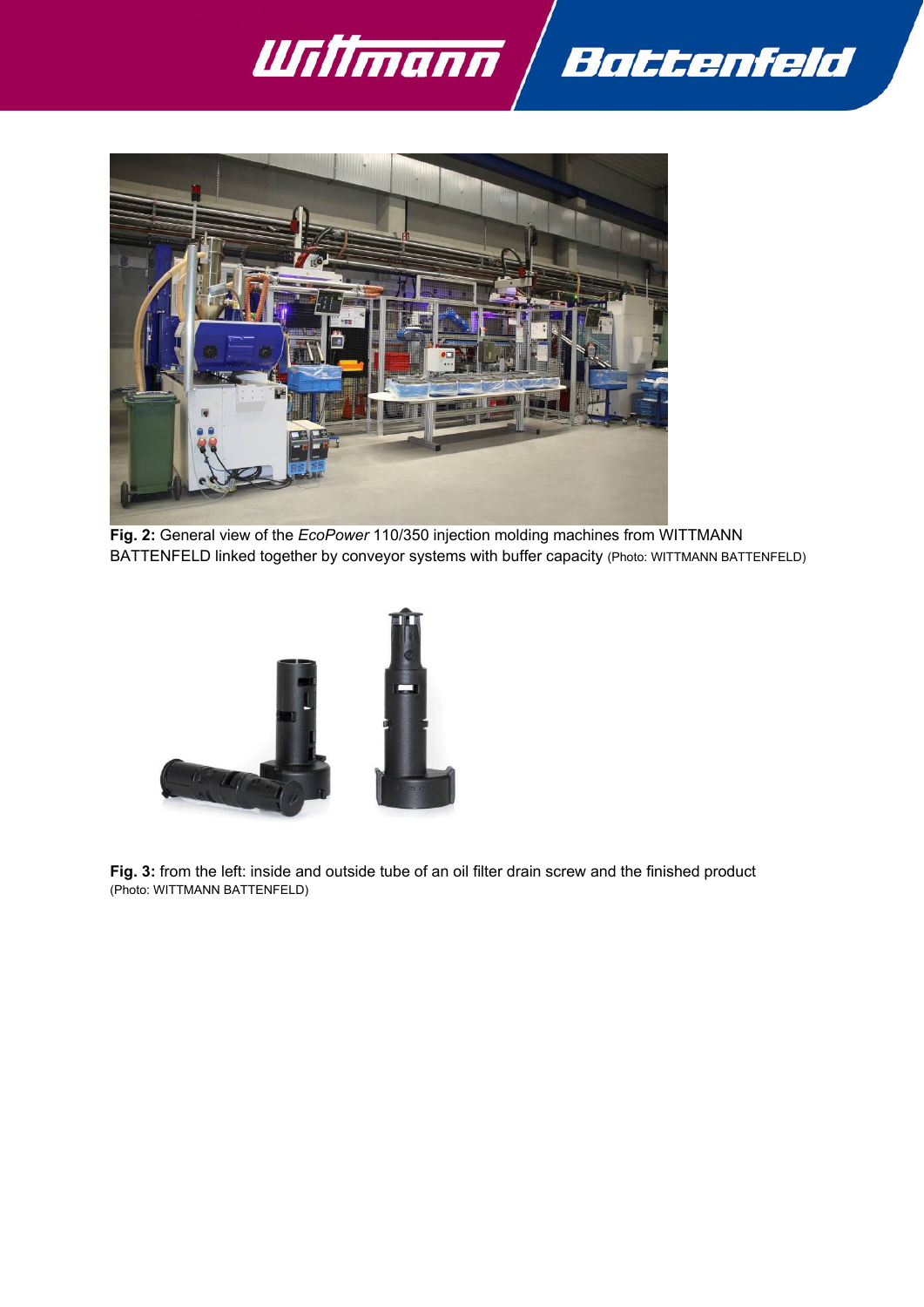**Fig. 2:** General view of the *EcoPower* 110/350 injection molding machines from WITTMANN BATTENFELD linked together by conveyor systems with buffer capacity (Photo: WITTMANN BATTENFELD)

**Fig. 3:** from the left: inside and outside tube of an oil filter drain screw and the finished product (Photo: WITTMANN BATTENFELD)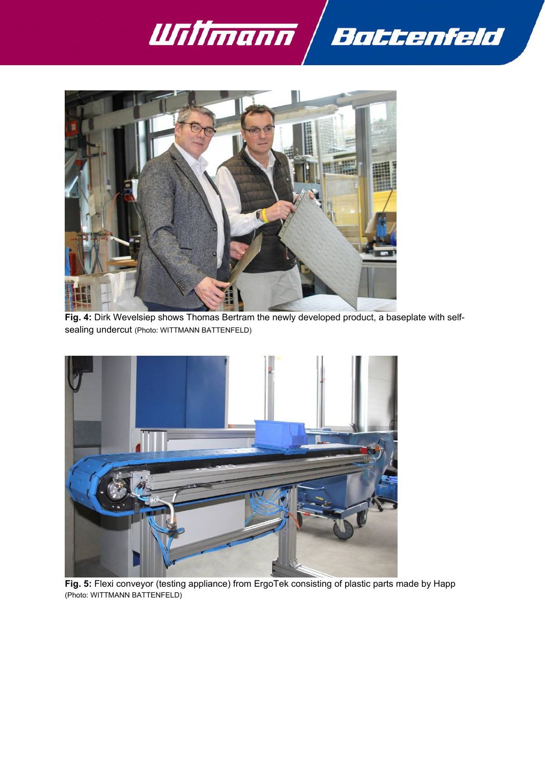**Fig. 4:** Dirk Wevelsiep shows Thomas Bertram the newly developed product, a baseplate with self-sealing undercut (Photo: WITTMANN BATTENFELD)

**Fig. 5:** Flexi conveyor (testing appliance) from ErgoTek consisting of plastic parts made by Happ (Photo: WITTMANN BATTENFELD)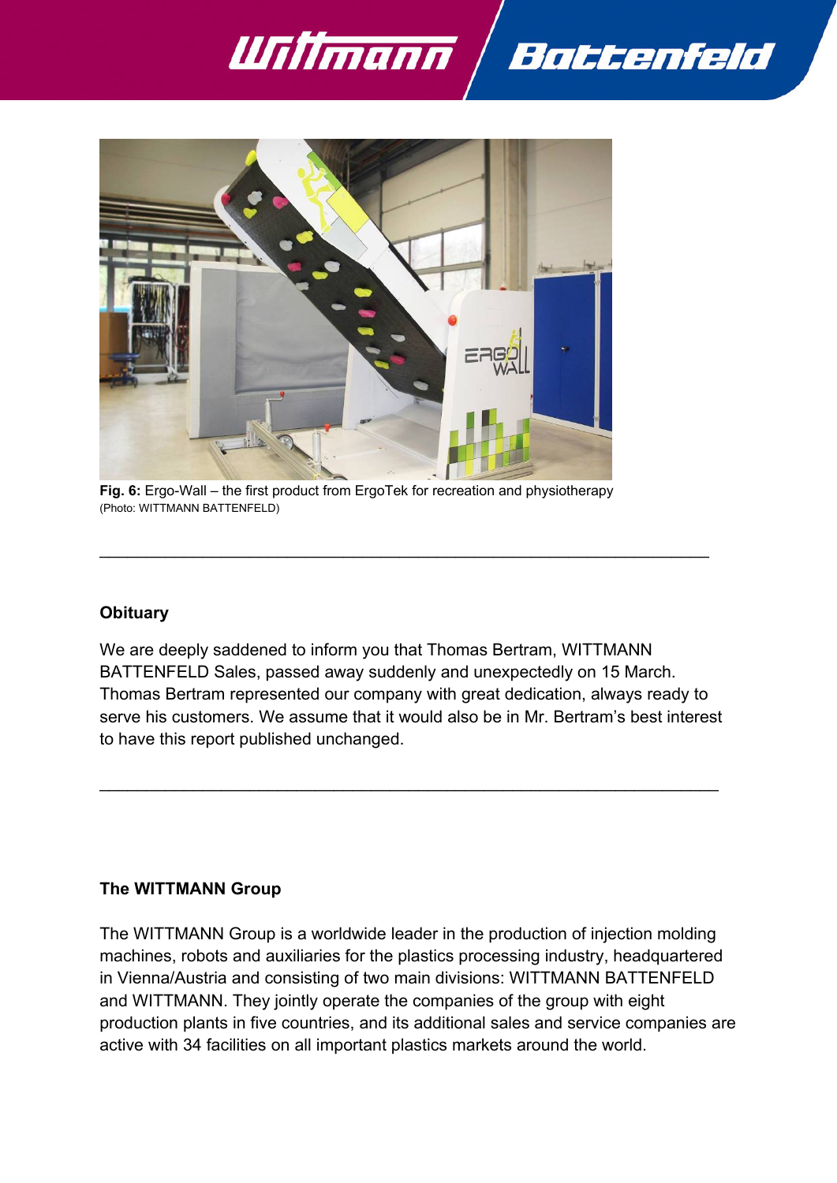**Fig. 6:** Ergo-Wall – the first product from ErgoTek for recreation and physiotherapy
(Photo: WITTMANN BATTENFELD)

---

## Obituary

We are deeply saddened to inform you that Thomas Bertram, WITTMANN BATTENFELD Sales, passed away suddenly and unexpectedly on 15 March. Thomas Bertram represented our company with great dedication, always ready to serve his customers. We assume that it would also be in Mr. Bertram's best interest to have this report published unchanged.

---

## The WITTMANN Group

The WITTMANN Group is a worldwide leader in the production of injection molding machines, robots and auxiliaries for the plastics processing industry, headquartered in Vienna/Austria and consisting of two main divisions: WITTMANN BATTENFELD and WITTMANN. They jointly operate the companies of the group with eight production plants in five countries, and its additional sales and service companies are active with 34 facilities on all important plastics markets around the world.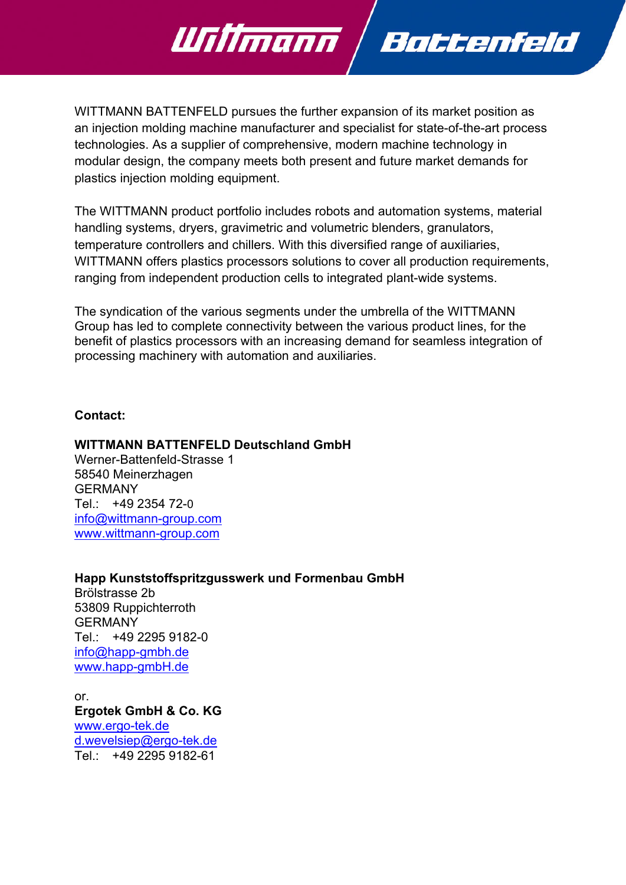WITTMANN BATTENFELD pursues the further expansion of its market position as an injection molding machine manufacturer and specialist for state-of-the-art process technologies. As a supplier of comprehensive, modern machine technology in modular design, the company meets both present and future market demands for plastics injection molding equipment.

The WITTMANN product portfolio includes robots and automation systems, material handling systems, dryers, gravimetric and volumetric blenders, granulators, temperature controllers and chillers. With this diversified range of auxiliaries, WITTMANN offers plastics processors solutions to cover all production requirements, ranging from independent production cells to integrated plant-wide systems.

The syndication of the various segments under the umbrella of the WITTMANN Group has led to complete connectivity between the various product lines, for the benefit of plastics processors with an increasing demand for seamless integration of processing machinery with automation and auxiliaries.

**Contact:**

**WITTMANN BATTENFELD Deutschland GmbH**
Werner-Battenfeld-Strasse 1
58540 Meinerzhagen
GERMANY
Tel.: +49 2354 72-0
info@wittmann-group.com
www.wittmann-group.com

**Happ Kunststoffspritzgusswerk und Formenbau GmbH**
Brölstrasse 2b
53809 Ruppichterroth
GERMANY
Tel.: +49 2295 9182-0
info@happ-gmbh.de
www.happ-gmbH.de

or.
**Ergotek GmbH & Co. KG**
www.ergo-tek.de
d.wevelsiep@ergo-tek.de
Tel.: +49 2295 9182-61